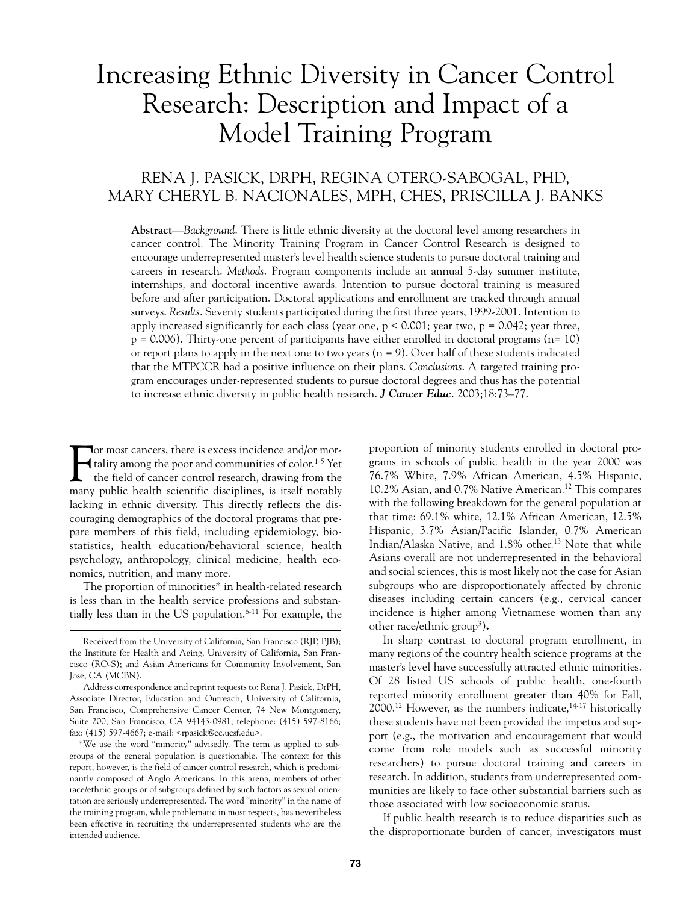# Increasing Ethnic Diversity in Cancer Control Research: Description and Impact of a Model Training Program

RENA J. PASICK, DRPH, REGINA OTERO-SABOGAL, PHD, MARY CHERYL B. NACIONALES, MPH, CHES, PRISCILLA J. BANKS

**Abstract**—*Background*. There is little ethnic diversity at the doctoral level among researchers in cancer control. The Minority Training Program in Cancer Control Research is designed to encourage underrepresented master's level health science students to pursue doctoral training and careers in research. *Methods*. Program components include an annual 5-day summer institute, internships, and doctoral incentive awards. Intention to pursue doctoral training is measured before and after participation. Doctoral applications and enrollment are tracked through annual surveys. *Results*. Seventy students participated during the first three years, 1999-2001. Intention to apply increased significantly for each class (year one, $p < 0.001$; year two, $p = 0.042$; year three, $p = 0.006$). Thirty-one percent of participants have either enrolled in doctoral programs ($n = 10$) or report plans to apply in the next one to two years ($n = 9$). Over half of these students indicated that the MTPCCR had a positive influence on their plans. *Conclusions*. A targeted training program encourages under-represented students to pursue doctoral degrees and thus has the potential to increase ethnic diversity in public health research. ***J Cancer Educ***. 2003;18:73–77.

For most cancers, there is excess incidence and/or mortality among the poor and communities of color.[1-5] Yet the field of cancer control research, drawing from the many public health scientific disciplines, is itself notably lacking in ethnic diversity. This directly reflects the discouraging demographics of the doctoral programs that prepare members of this field, including epidemiology, biostatistics, health education/behavioral science, health psychology, anthropology, clinical medicine, health economics, nutrition, and many more.

The proportion of minorities* in health-related research is less than in the health service professions and substantially less than in the US population.[6-11] For example, the proportion of minority students enrolled in doctoral programs in schools of public health in the year 2000 was 76.7% White, 7.9% African American, 4.5% Hispanic, 10.2% Asian, and 0.7% Native American.[12] This compares with the following breakdown for the general population at that time: 69.1% white, 12.1% African American, 12.5% Hispanic, 3.7% Asian/Pacific Islander, 0.7% American Indian/Alaska Native, and 1.8% other.[13] Note that while Asians overall are not underrepresented in the behavioral and social sciences, this is most likely not the case for Asian subgroups who are disproportionately affected by chronic diseases including certain cancers (e.g., cervical cancer incidence is higher among Vietnamese women than any other race/ethnic group[3]).

In sharp contrast to doctoral program enrollment, in many regions of the country health science programs at the master's level have successfully attracted ethnic minorities. Of 28 listed US schools of public health, one-fourth reported minority enrollment greater than 40% for Fall, 2000.[12] However, as the numbers indicate,[14-17] historically these students have not been provided the impetus and support (e.g., the motivation and encouragement that would come from role models such as successful minority researchers) to pursue doctoral training and careers in research. In addition, students from underrepresented communities are likely to face other substantial barriers such as those associated with low socioeconomic status.

If public health research is to reduce disparities such as the disproportionate burden of cancer, investigators must

---

Received from the University of California, San Francisco (RJP, PJB); the Institute for Health and Aging, University of California, San Francisco (RO-S); and Asian Americans for Community Involvement, San Jose, CA (MCBN).

Address correspondence and reprint requests to: Rena J. Pasick, DrPH, Associate Director, Education and Outreach, University of California, San Francisco, Comprehensive Cancer Center, 74 New Montgomery, Suite 200, San Francisco, CA 94143-0981; telephone: (415) 597-8166; fax: (415) 597-4667; e-mail: <rpasick@cc.ucsf.edu>.

*We use the word "minority" advisedly. The term as applied to subgroups of the general population is questionable. The context for this report, however, is the field of cancer control research, which is predominantly composed of Anglo Americans. In this arena, members of other race/ethnic groups or of subgroups defined by such factors as sexual orientation are seriously underrepresented. The word "minority" in the name of the training program, while problematic in most respects, has nevertheless been effective in recruiting the underrepresented students who are the intended audience.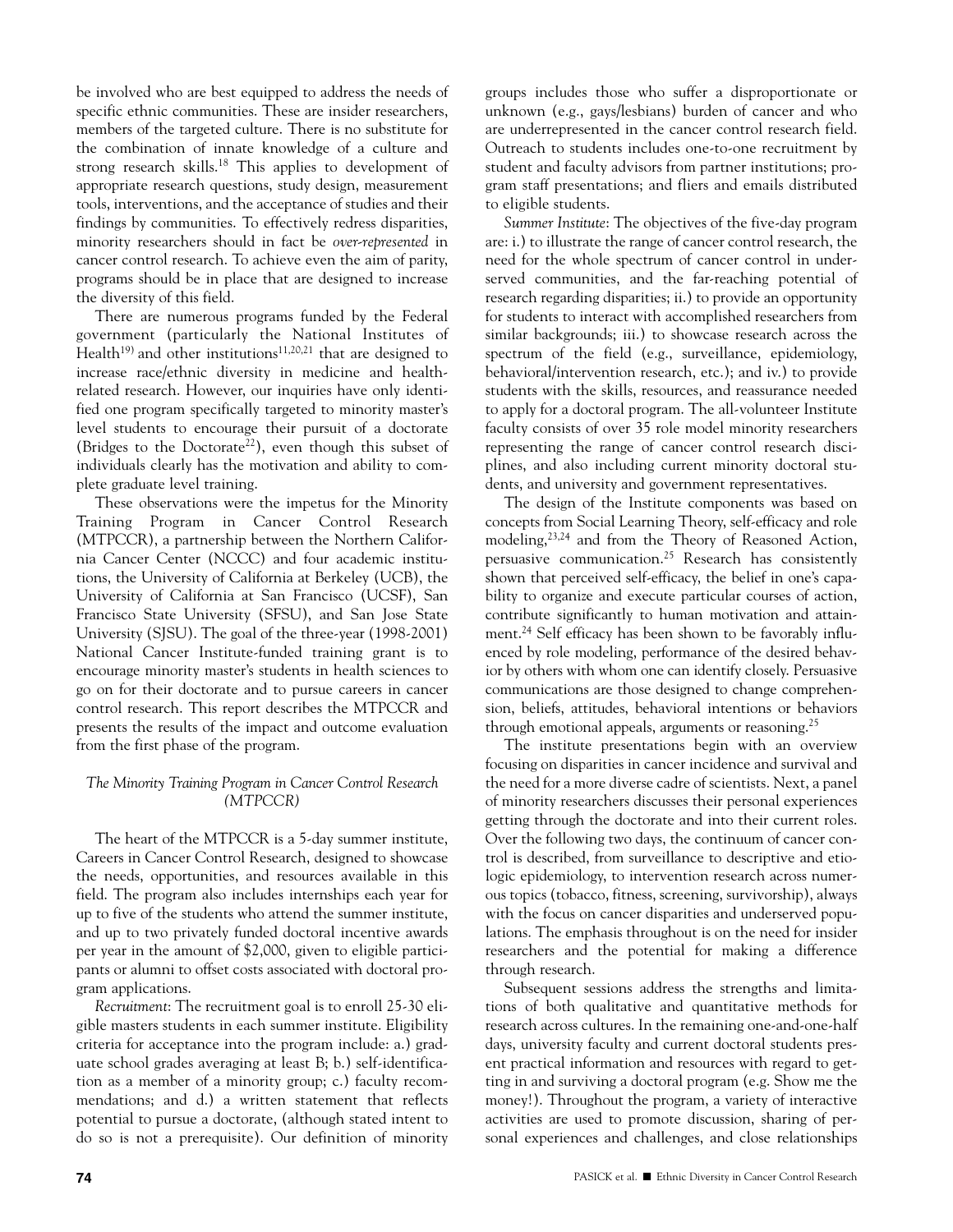be involved who are best equipped to address the needs of specific ethnic communities. These are insider researchers, members of the targeted culture. There is no substitute for the combination of innate knowledge of a culture and strong research skills.[18] This applies to development of appropriate research questions, study design, measurement tools, interventions, and the acceptance of studies and their findings by communities. To effectively redress disparities, minority researchers should in fact be *over-represented* in cancer control research. To achieve even the aim of parity, programs should be in place that are designed to increase the diversity of this field.

There are numerous programs funded by the Federal government (particularly the National Institutes of Health[19]) and other institutions[11,20,21] that are designed to increase race/ethnic diversity in medicine and health-related research. However, our inquiries have only identified one program specifically targeted to minority master's level students to encourage their pursuit of a doctorate (Bridges to the Doctorate[22]), even though this subset of individuals clearly has the motivation and ability to complete graduate level training.

These observations were the impetus for the Minority Training Program in Cancer Control Research (MTPCCR), a partnership between the Northern California Cancer Center (NCCC) and four academic institutions, the University of California at Berkeley (UCB), the University of California at San Francisco (UCSF), San Francisco State University (SFSU), and San Jose State University (SJSU). The goal of the three-year (1998-2001) National Cancer Institute-funded training grant is to encourage minority master's students in health sciences to go on for their doctorate and to pursue careers in cancer control research. This report describes the MTPCCR and presents the results of the impact and outcome evaluation from the first phase of the program.

### *The Minority Training Program in Cancer Control Research (MTPCCR)*

The heart of the MTPCCR is a 5-day summer institute, Careers in Cancer Control Research, designed to showcase the needs, opportunities, and resources available in this field. The program also includes internships each year for up to five of the students who attend the summer institute, and up to two privately funded doctoral incentive awards per year in the amount of $2,000, given to eligible participants or alumni to offset costs associated with doctoral program applications.

*Recruitment*: The recruitment goal is to enroll 25-30 eligible masters students in each summer institute. Eligibility criteria for acceptance into the program include: a.) graduate school grades averaging at least B; b.) self-identification as a member of a minority group; c.) faculty recommendations; and d.) a written statement that reflects potential to pursue a doctorate, (although stated intent to do so is not a prerequisite). Our definition of minority groups includes those who suffer a disproportionate or unknown (e.g., gays/lesbians) burden of cancer and who are underrepresented in the cancer control research field. Outreach to students includes one-to-one recruitment by student and faculty advisors from partner institutions; program staff presentations; and fliers and emails distributed to eligible students.

*Summer Institute*: The objectives of the five-day program are: i.) to illustrate the range of cancer control research, the need for the whole spectrum of cancer control in underserved communities, and the far-reaching potential of research regarding disparities; ii.) to provide an opportunity for students to interact with accomplished researchers from similar backgrounds; iii.) to showcase research across the spectrum of the field (e.g., surveillance, epidemiology, behavioral/intervention research, etc.); and iv.) to provide students with the skills, resources, and reassurance needed to apply for a doctoral program. The all-volunteer Institute faculty consists of over 35 role model minority researchers representing the range of cancer control research disciplines, and also including current minority doctoral students, and university and government representatives.

The design of the Institute components was based on concepts from Social Learning Theory, self-efficacy and role modeling,[23,24] and from the Theory of Reasoned Action, persuasive communication.[25] Research has consistently shown that perceived self-efficacy, the belief in one's capability to organize and execute particular courses of action, contribute significantly to human motivation and attainment.[24] Self efficacy has been shown to be favorably influenced by role modeling, performance of the desired behavior by others with whom one can identify closely. Persuasive communications are those designed to change comprehension, beliefs, attitudes, behavioral intentions or behaviors through emotional appeals, arguments or reasoning.[25]

The institute presentations begin with an overview focusing on disparities in cancer incidence and survival and the need for a more diverse cadre of scientists. Next, a panel of minority researchers discusses their personal experiences getting through the doctorate and into their current roles. Over the following two days, the continuum of cancer control is described, from surveillance to descriptive and etiologic epidemiology, to intervention research across numerous topics (tobacco, fitness, screening, survivorship), always with the focus on cancer disparities and underserved populations. The emphasis throughout is on the need for insider researchers and the potential for making a difference through research.

Subsequent sessions address the strengths and limitations of both qualitative and quantitative methods for research across cultures. In the remaining one-and-one-half days, university faculty and current doctoral students present practical information and resources with regard to getting in and surviving a doctoral program (e.g. Show me the money!). Throughout the program, a variety of interactive activities are used to promote discussion, sharing of personal experiences and challenges, and close relationships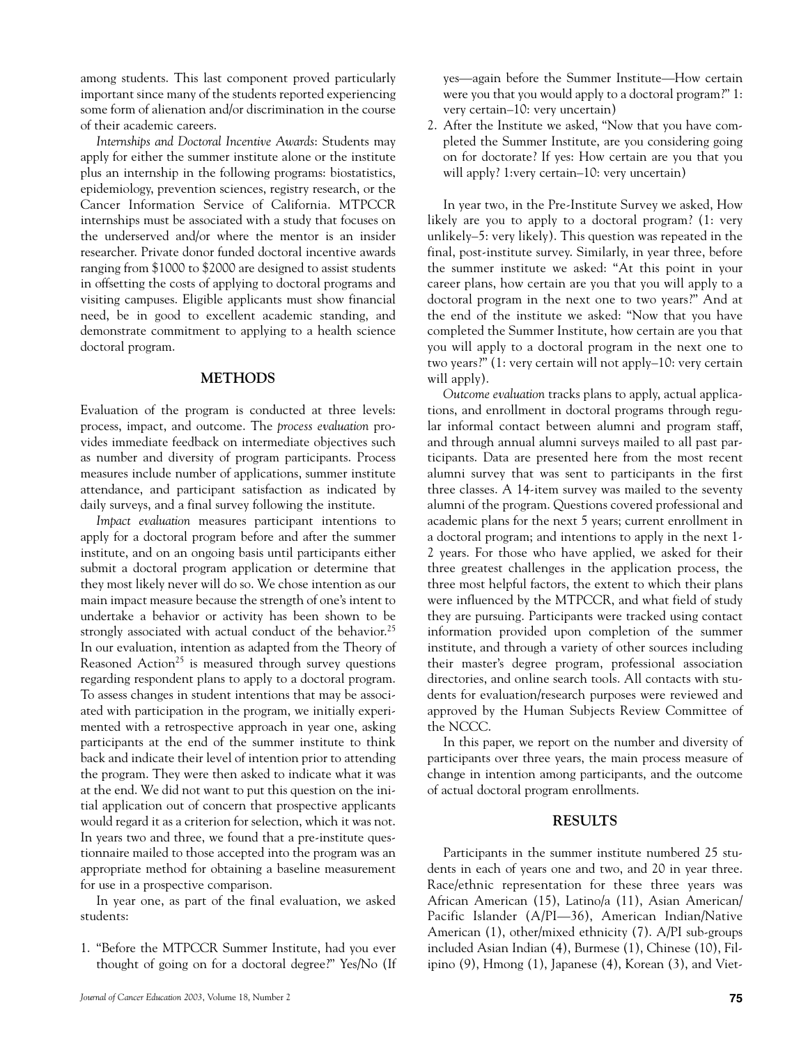among students. This last component proved particularly important since many of the students reported experiencing some form of alienation and/or discrimination in the course of their academic careers.

*Internships and Doctoral Incentive Awards*: Students may apply for either the summer institute alone or the institute plus an internship in the following programs: biostatistics, epidemiology, prevention sciences, registry research, or the Cancer Information Service of California. MTPCCR internships must be associated with a study that focuses on the underserved and/or where the mentor is an insider researcher. Private donor funded doctoral incentive awards ranging from $1000 to $2000 are designed to assist students in offsetting the costs of applying to doctoral programs and visiting campuses. Eligible applicants must show financial need, be in good to excellent academic standing, and demonstrate commitment to applying to a health science doctoral program.

## METHODS

Evaluation of the program is conducted at three levels: process, impact, and outcome. The *process evaluation* provides immediate feedback on intermediate objectives such as number and diversity of program participants. Process measures include number of applications, summer institute attendance, and participant satisfaction as indicated by daily surveys, and a final survey following the institute.

*Impact evaluation* measures participant intentions to apply for a doctoral program before and after the summer institute, and on an ongoing basis until participants either submit a doctoral program application or determine that they most likely never will do so. We chose intention as our main impact measure because the strength of one's intent to undertake a behavior or activity has been shown to be strongly associated with actual conduct of the behavior.[25] In our evaluation, intention as adapted from the Theory of Reasoned Action[25] is measured through survey questions regarding respondent plans to apply to a doctoral program. To assess changes in student intentions that may be associated with participation in the program, we initially experimented with a retrospective approach in year one, asking participants at the end of the summer institute to think back and indicate their level of intention prior to attending the program. They were then asked to indicate what it was at the end. We did not want to put this question on the initial application out of concern that prospective applicants would regard it as a criterion for selection, which it was not. In years two and three, we found that a pre-institute questionnaire mailed to those accepted into the program was an appropriate method for obtaining a baseline measurement for use in a prospective comparison.

In year one, as part of the final evaluation, we asked students:

1. "Before the MTPCCR Summer Institute, had you ever thought of going on for a doctoral degree?" Yes/No (If yes—again before the Summer Institute—How certain were you that you would apply to a doctoral program?" 1: very certain–10: very uncertain)
2. After the Institute we asked, "Now that you have completed the Summer Institute, are you considering going on for doctorate? If yes: How certain are you that you will apply? 1:very certain–10: very uncertain)

In year two, in the Pre-Institute Survey we asked, How likely are you to apply to a doctoral program? (1: very unlikely–5: very likely). This question was repeated in the final, post-institute survey. Similarly, in year three, before the summer institute we asked: "At this point in your career plans, how certain are you that you will apply to a doctoral program in the next one to two years?" And at the end of the institute we asked: "Now that you have completed the Summer Institute, how certain are you that you will apply to a doctoral program in the next one to two years?" (1: very certain will not apply–10: very certain will apply).

*Outcome evaluation* tracks plans to apply, actual applications, and enrollment in doctoral programs through regular informal contact between alumni and program staff, and through annual alumni surveys mailed to all past participants. Data are presented here from the most recent alumni survey that was sent to participants in the first three classes. A 14-item survey was mailed to the seventy alumni of the program. Questions covered professional and academic plans for the next 5 years; current enrollment in a doctoral program; and intentions to apply in the next 1-2 years. For those who have applied, we asked for their three greatest challenges in the application process, the three most helpful factors, the extent to which their plans were influenced by the MTPCCR, and what field of study they are pursuing. Participants were tracked using contact information provided upon completion of the summer institute, and through a variety of other sources including their master's degree program, professional association directories, and online search tools. All contacts with students for evaluation/research purposes were reviewed and approved by the Human Subjects Review Committee of the NCCC.

In this paper, we report on the number and diversity of participants over three years, the main process measure of change in intention among participants, and the outcome of actual doctoral program enrollments.

## RESULTS

Participants in the summer institute numbered 25 students in each of years one and two, and 20 in year three. Race/ethnic representation for these three years was African American (15), Latino/a (11), Asian American/Pacific Islander (A/PI—36), American Indian/Native American (1), other/mixed ethnicity (7). A/PI sub-groups included Asian Indian (4), Burmese (1), Chinese (10), Filipino (9), Hmong (1), Japanese (4), Korean (3), and Viet-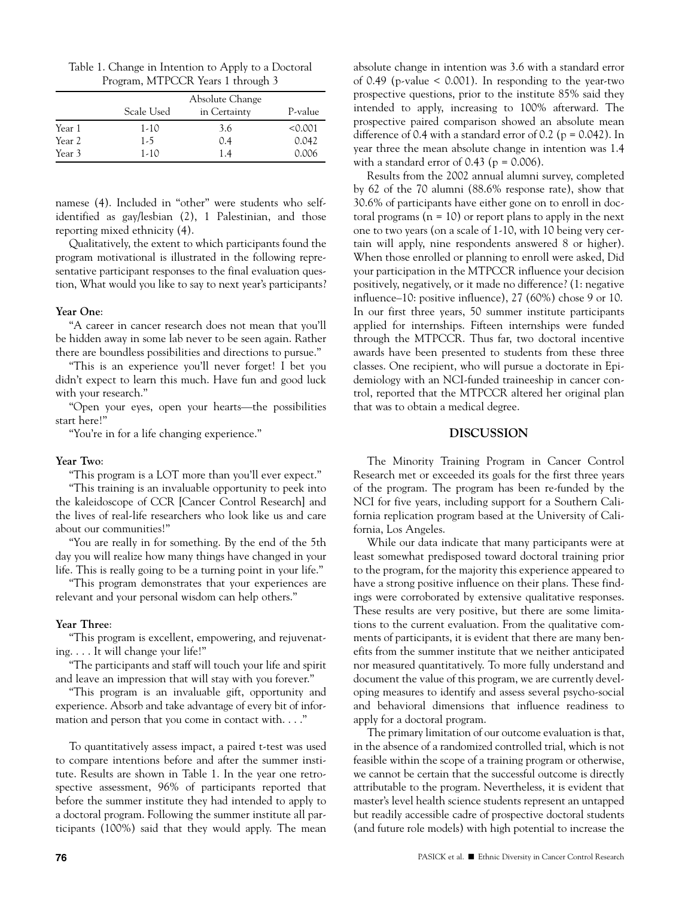Table 1. Change in Intention to Apply to a Doctoral Program, MTPCCR Years 1 through 3

| | Scale Used | Absolute Change in Certainty | P-value |
|---|---|---|---|
| Year 1 | 1-10 | 3.6 | <0.001 |
| Year 2 | 1-5 | 0.4 | 0.042 |
| Year 3 | 1-10 | 1.4 | 0.006 |

namese (4). Included in "other" were students who self-identified as gay/lesbian (2), 1 Palestinian, and those reporting mixed ethnicity (4).

Qualitatively, the extent to which participants found the program motivational is illustrated in the following representative participant responses to the final evaluation question, What would you like to say to next year's participants?

**Year One**:

"A career in cancer research does not mean that you'll be hidden away in some lab never to be seen again. Rather there are boundless possibilities and directions to pursue."

"This is an experience you'll never forget! I bet you didn't expect to learn this much. Have fun and good luck with your research."

"Open your eyes, open your hearts—the possibilities start here!"

"You're in for a life changing experience."

**Year Two**:

"This program is a LOT more than you'll ever expect."

"This training is an invaluable opportunity to peek into the kaleidoscope of CCR [Cancer Control Research] and the lives of real-life researchers who look like us and care about our communities!"

"You are really in for something. By the end of the 5th day you will realize how many things have changed in your life. This is really going to be a turning point in your life."

"This program demonstrates that your experiences are relevant and your personal wisdom can help others."

**Year Three**:

"This program is excellent, empowering, and rejuvenating. . . . It will change your life!"

"The participants and staff will touch your life and spirit and leave an impression that will stay with you forever."

"This program is an invaluable gift, opportunity and experience. Absorb and take advantage of every bit of information and person that you come in contact with. . . ."

To quantitatively assess impact, a paired t-test was used to compare intentions before and after the summer institute. Results are shown in Table 1. In the year one retrospective assessment, 96% of participants reported that before the summer institute they had intended to apply to a doctoral program. Following the summer institute all participants (100%) said that they would apply. The mean absolute change in intention was 3.6 with a standard error of 0.49 (p-value < 0.001). In responding to the year-two prospective questions, prior to the institute 85% said they intended to apply, increasing to 100% afterward. The prospective paired comparison showed an absolute mean difference of 0.4 with a standard error of 0.2 (p = 0.042). In year three the mean absolute change in intention was 1.4 with a standard error of 0.43 (p = 0.006).

Results from the 2002 annual alumni survey, completed by 62 of the 70 alumni (88.6% response rate), show that 30.6% of participants have either gone on to enroll in doctoral programs (n = 10) or report plans to apply in the next one to two years (on a scale of 1-10, with 10 being very certain will apply, nine respondents answered 8 or higher). When those enrolled or planning to enroll were asked, Did your participation in the MTPCCR influence your decision positively, negatively, or it made no difference? (1: negative influence–10: positive influence), 27 (60%) chose 9 or 10. In our first three years, 50 summer institute participants applied for internships. Fifteen internships were funded through the MTPCCR. Thus far, two doctoral incentive awards have been presented to students from these three classes. One recipient, who will pursue a doctorate in Epidemiology with an NCI-funded traineeship in cancer control, reported that the MTPCCR altered her original plan that was to obtain a medical degree.

## DISCUSSION

The Minority Training Program in Cancer Control Research met or exceeded its goals for the first three years of the program. The program has been re-funded by the NCI for five years, including support for a Southern California replication program based at the University of California, Los Angeles.

While our data indicate that many participants were at least somewhat predisposed toward doctoral training prior to the program, for the majority this experience appeared to have a strong positive influence on their plans. These findings were corroborated by extensive qualitative responses. These results are very positive, but there are some limitations to the current evaluation. From the qualitative comments of participants, it is evident that there are many benefits from the summer institute that we neither anticipated nor measured quantitatively. To more fully understand and document the value of this program, we are currently developing measures to identify and assess several psycho-social and behavioral dimensions that influence readiness to apply for a doctoral program.

The primary limitation of our outcome evaluation is that, in the absence of a randomized controlled trial, which is not feasible within the scope of a training program or otherwise, we cannot be certain that the successful outcome is directly attributable to the program. Nevertheless, it is evident that master's level health science students represent an untapped but readily accessible cadre of prospective doctoral students (and future role models) with high potential to increase the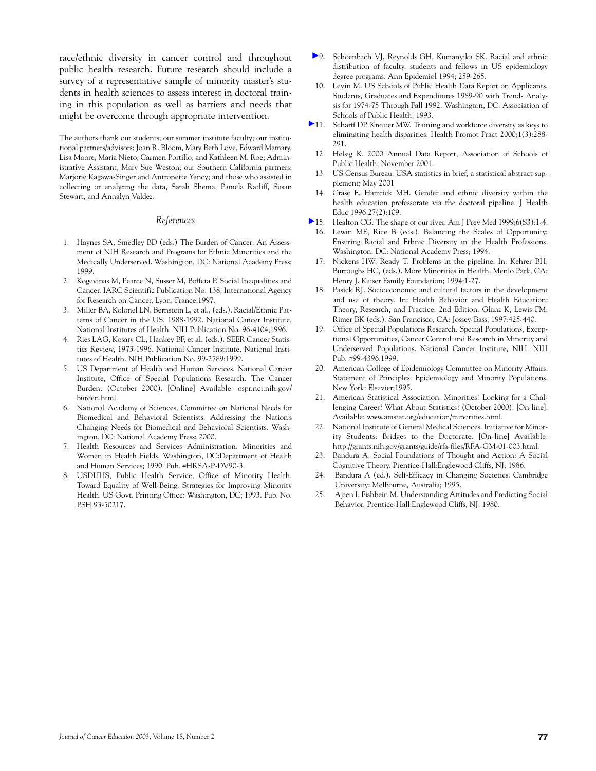race/ethnic diversity in cancer control and throughout public health research. Future research should include a survey of a representative sample of minority master's students in health sciences to assess interest in doctoral training in this population as well as barriers and needs that might be overcome through appropriate intervention.

The authors thank our students; our summer institute faculty; our institutional partners/advisors: Joan R. Bloom, Mary Beth Love, Edward Mamary, Lisa Moore, Maria Nieto, Carmen Portillo, and Kathleen M. Roe; Administrative Assistant, Mary Sue Weston; our Southern California partners: Marjorie Kagawa-Singer and Antronette Yancy; and those who assisted in collecting or analyzing the data, Sarah Shema, Pamela Ratliff, Susan Stewart, and Annalyn Valdez.

## References

1. Haynes SA, Smedley BD (eds.) The Burden of Cancer: An Assessment of NIH Research and Programs for Ethnic Minorities and the Medically Underserved. Washington, DC: National Academy Press; 1999.
2. Kogevinas M, Pearce N, Susser M, Boffeta P. Social Inequalities and Cancer. IARC Scientific Publication No. 138, International Agency for Research on Cancer, Lyon, France;1997.
3. Miller BA, Kolonel LN, Bernstein L, et al., (eds.). Racial/Ethnic Patterns of Cancer in the US, 1988-1992. National Cancer Institute, National Institutes of Health. NIH Publication No. 96-4104;1996.
4. Ries LAG, Kosary CL, Hankey BF, et al. (eds.). SEER Cancer Statistics Review, 1973-1996. National Cancer Institute, National Institutes of Health. NIH Publication No. 99-2789;1999.
5. US Department of Health and Human Services. National Cancer Institute, Office of Special Populations Research. The Cancer Burden. (October 2000). [Online] Available: ospr.nci.nih.gov/burden.html.
6. National Academy of Sciences, Committee on National Needs for Biomedical and Behavioral Scientists. Addressing the Nation's Changing Needs for Biomedical and Behavioral Scientists. Washington, DC: National Academy Press; 2000.
7. Health Resources and Services Administration. Minorities and Women in Health Fields. Washington, DC:Department of Health and Human Services; 1990. Pub. #HRSA-P-DV90-3.
8. USDHHS, Public Health Service, Office of Minority Health. Toward Equality of Well-Being. Strategies for Improving Minority Health. US Govt. Printing Office: Washington, DC; 1993. Pub. No. PSH 93-50217.
9. Schoenbach VJ, Reynolds GH, Kumanyika SK. Racial and ethnic distribution of faculty, students and fellows in US epidemiology degree programs. Ann Epidemiol 1994; 259-265.
10. Levin M. US Schools of Public Health Data Report on Applicants, Students, Graduates and Expenditures 1989-90 with Trends Analysis for 1974-75 Through Fall 1992. Washington, DC: Association of Schools of Public Health; 1993.
11. Scharff DP, Kreuter MW. Training and workforce diversity as keys to eliminating health disparities. Health Promot Pract 2000;1(3):288-291.
12. Helsig K. 2000 Annual Data Report, Association of Schools of Public Health; November 2001.
13. US Census Bureau. USA statistics in brief, a statistical abstract supplement; May 2001
14. Crase E, Hamrick MH. Gender and ethnic diversity within the health education professorate via the doctoral pipeline. J Health Educ 1996;27(2):109.
15. Healton CG. The shape of our river. Am J Prev Med 1999;6(S3):1-4.
16. Lewin ME, Rice B (eds.). Balancing the Scales of Opportunity: Ensuring Racial and Ethnic Diversity in the Health Professions. Washington, DC: National Academy Press; 1994.
17. Nickens HW, Ready T. Problems in the pipeline. In: Kehrer BH, Burroughs HC, (eds.). More Minorities in Health. Menlo Park, CA: Henry J. Kaiser Family Foundation; 1994:1-27.
18. Pasick RJ. Socioeconomic and cultural factors in the development and use of theory. In: Health Behavior and Health Education: Theory, Research, and Practice. 2nd Edition. Glanz K, Lewis FM, Rimer BK (eds.). San Francisco, CA: Jossey-Bass; 1997:425-440.
19. Office of Special Populations Research. Special Populations, Exceptional Opportunities, Cancer Control and Research in Minority and Underserved Populations. National Cancer Institute, NIH. NIH Pub. #99-4396:1999.
20. American College of Epidemiology Committee on Minority Affairs. Statement of Principles: Epidemiology and Minority Populations. New York: Elsevier;1995.
21. American Statistical Association. Minorities! Looking for a Challenging Career? What About Statistics? (October 2000). [On-line]. Available: www.amstat.org/education/minorities.html.
22. National Institute of General Medical Sciences. Initiative for Minority Students: Bridges to the Doctorate. [On-line] Available: http://grants.nih.gov/grants/guide/rfa-files/RFA-GM-01-003.html.
23. Bandura A. Social Foundations of Thought and Action: A Social Cognitive Theory. Prentice-Hall:Englewood Cliffs, NJ; 1986.
24. Bandura A (ed.). Self-Efficacy in Changing Societies. Cambridge University: Melbourne, Australia; 1995.
25. Ajzen I, Fishbein M. Understanding Attitudes and Predicting Social Behavior. Prentice-Hall:Englewood Cliffs, NJ; 1980.